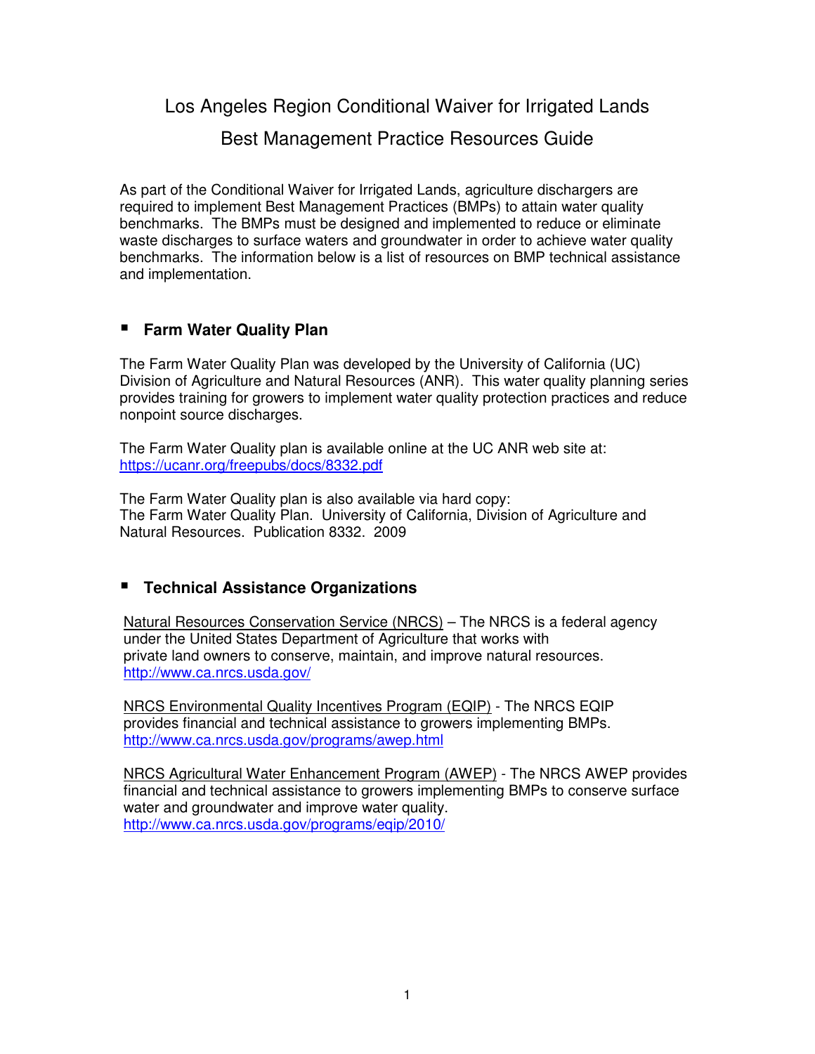# Los Angeles Region Conditional Waiver for Irrigated Lands

## Best Management Practice Resources Guide

As part of the Conditional Waiver for Irrigated Lands, agriculture dischargers are required to implement Best Management Practices (BMPs) to attain water quality benchmarks. The BMPs must be designed and implemented to reduce or eliminate waste discharges to surface waters and groundwater in order to achieve water quality benchmarks. The information below is a list of resources on BMP technical assistance and implementation.

### Farm Water Quality Plan

The Farm Water Quality Plan was developed by the University of California (UC) Division of Agriculture and Natural Resources (ANR). This water quality planning series provides training for growers to implement water quality protection practices and reduce nonpoint source discharges.

The Farm Water Quality plan is available online at the UC ANR web site at: https://ucanr.org/freepubs/docs/8332.pdf

The Farm Water Quality plan is also available via hard copy:
The Farm Water Quality Plan. University of California, Division of Agriculture and Natural Resources. Publication 8332. 2009

### Technical Assistance Organizations

Natural Resources Conservation Service (NRCS) – The NRCS is a federal agency under the United States Department of Agriculture that works with private land owners to conserve, maintain, and improve natural resources.
http://www.ca.nrcs.usda.gov/

NRCS Environmental Quality Incentives Program (EQIP) - The NRCS EQIP provides financial and technical assistance to growers implementing BMPs.
http://www.ca.nrcs.usda.gov/programs/awep.html

NRCS Agricultural Water Enhancement Program (AWEP) - The NRCS AWEP provides financial and technical assistance to growers implementing BMPs to conserve surface water and groundwater and improve water quality.
http://www.ca.nrcs.usda.gov/programs/eqip/2010/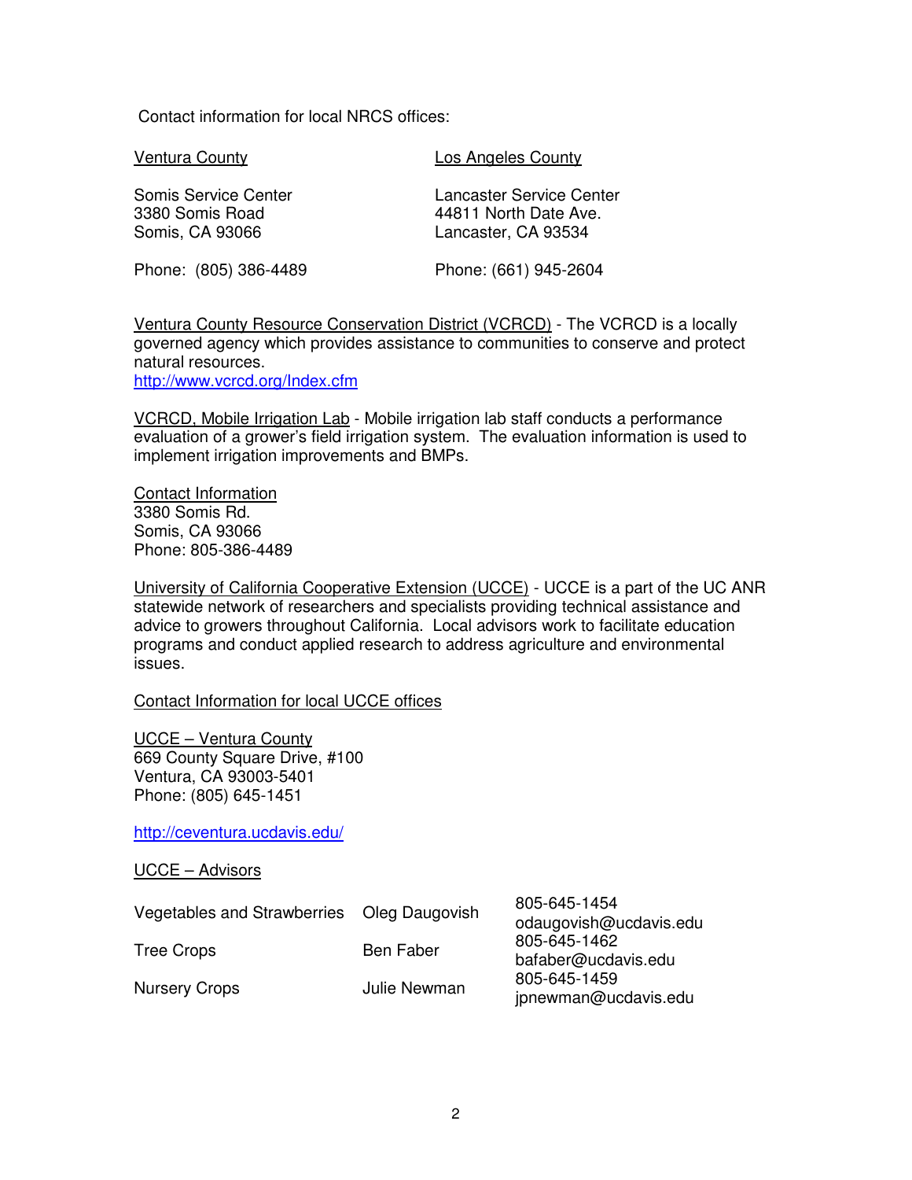Contact information for local NRCS offices:

| Ventura County | Los Angeles County |
|---|---|
| Somis Service Center<br>3380 Somis Road<br>Somis, CA 93066 | Lancaster Service Center<br>44811 North Date Ave.<br>Lancaster, CA 93534 |
| Phone: (805) 386-4489 | Phone: (661) 945-2604 |

Ventura County Resource Conservation District (VCRCD) - The VCRCD is a locally governed agency which provides assistance to communities to conserve and protect natural resources.
http://www.vcrcd.org/Index.cfm

VCRCD, Mobile Irrigation Lab - Mobile irrigation lab staff conducts a performance evaluation of a grower's field irrigation system. The evaluation information is used to implement irrigation improvements and BMPs.

Contact Information
3380 Somis Rd.
Somis, CA 93066
Phone: 805-386-4489

University of California Cooperative Extension (UCCE) - UCCE is a part of the UC ANR statewide network of researchers and specialists providing technical assistance and advice to growers throughout California. Local advisors work to facilitate education programs and conduct applied research to address agriculture and environmental issues.

Contact Information for local UCCE offices

UCCE – Ventura County
669 County Square Drive, #100
Ventura, CA 93003-5401
Phone: (805) 645-1451

http://ceventura.ucdavis.edu/

UCCE – Advisors

| | | |
|---|---|---|
| Vegetables and Strawberries | Oleg Daugovish | 805-645-1454<br>odaugovish@ucdavis.edu |
| Tree Crops | Ben Faber | 805-645-1462<br>bafaber@ucdavis.edu |
| Nursery Crops | Julie Newman | 805-645-1459<br>jpnewman@ucdavis.edu |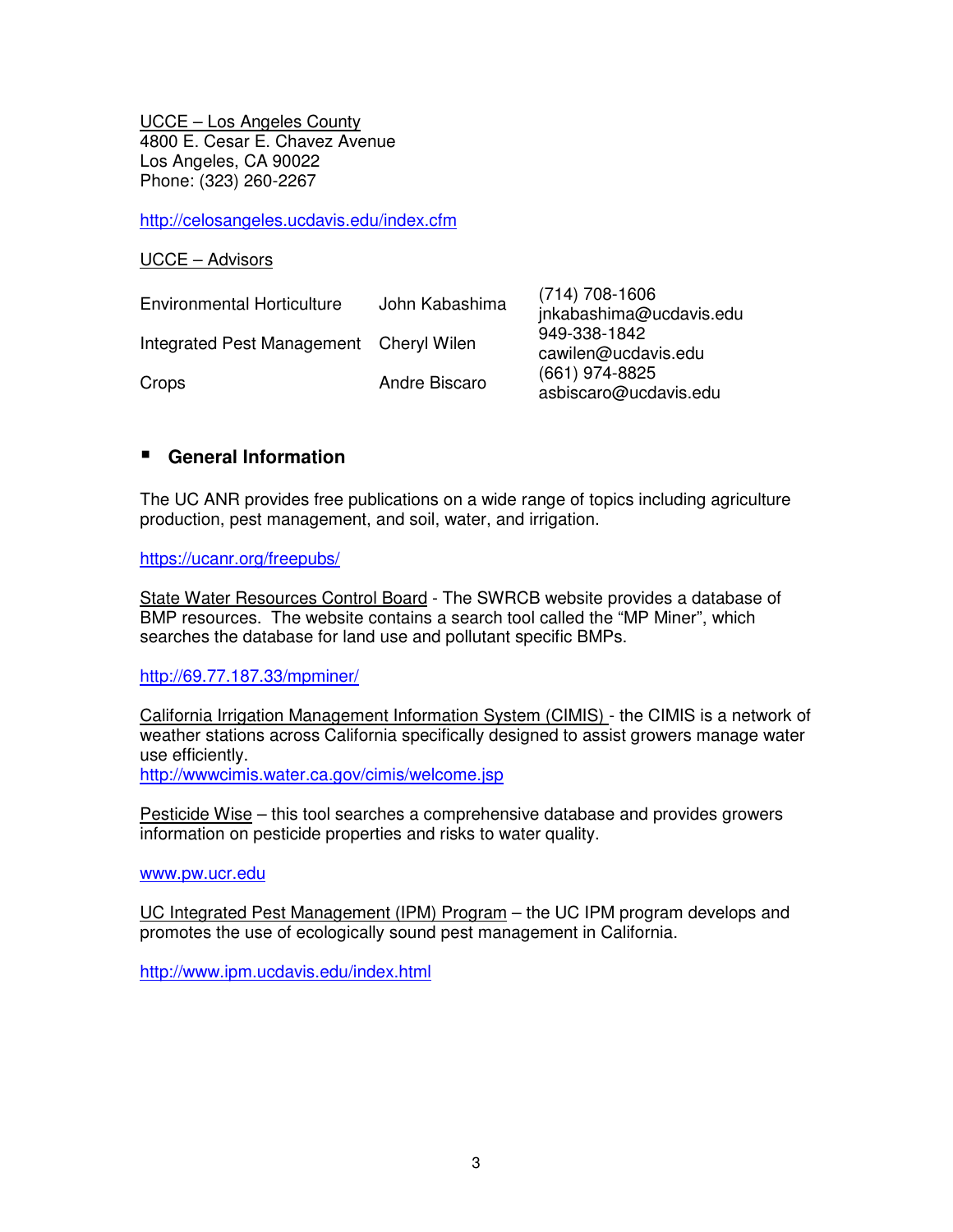UCCE – Los Angeles County
4800 E. Cesar E. Chavez Avenue
Los Angeles, CA 90022
Phone: (323) 260-2267

http://celosangeles.ucdavis.edu/index.cfm

UCCE – Advisors

| | | |
|---|---|---|
| Environmental Horticulture | John Kabashima | (714) 708-1606 jnkabashima@ucdavis.edu |
| Integrated Pest Management | Cheryl Wilen | 949-338-1842 cawilen@ucdavis.edu |
| Crops | Andre Biscaro | (661) 974-8825 asbiscaro@ucdavis.edu |

- **General Information**

The UC ANR provides free publications on a wide range of topics including agriculture production, pest management, and soil, water, and irrigation.

https://ucanr.org/freepubs/

State Water Resources Control Board - The SWRCB website provides a database of BMP resources. The website contains a search tool called the "MP Miner", which searches the database for land use and pollutant specific BMPs.

http://69.77.187.33/mpminer/

California Irrigation Management Information System (CIMIS) - the CIMIS is a network of weather stations across California specifically designed to assist growers manage water use efficiently.
http://wwwcimis.water.ca.gov/cimis/welcome.jsp

Pesticide Wise – this tool searches a comprehensive database and provides growers information on pesticide properties and risks to water quality.

www.pw.ucr.edu

UC Integrated Pest Management (IPM) Program – the UC IPM program develops and promotes the use of ecologically sound pest management in California.

http://www.ipm.ucdavis.edu/index.html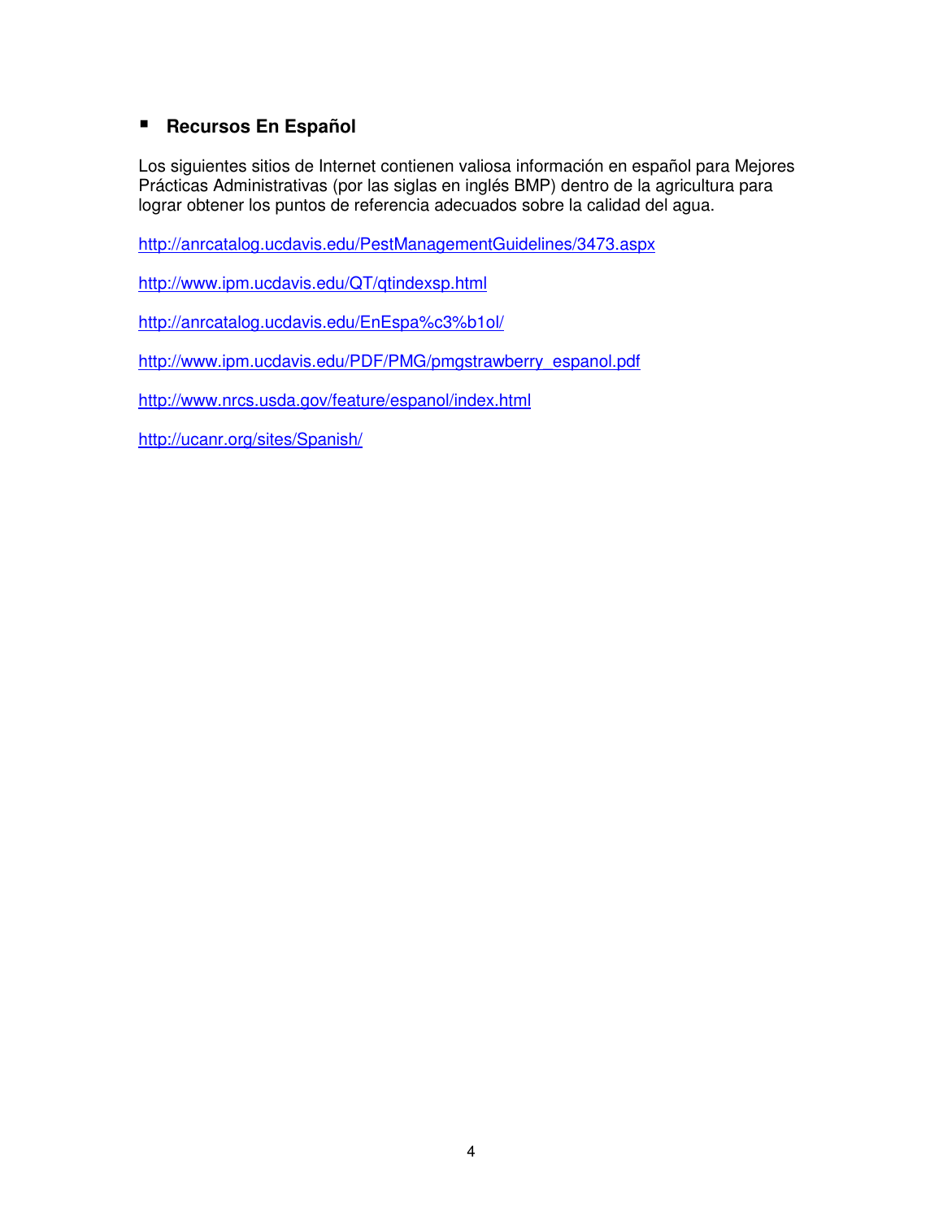- **Recursos En Español**

Los siguientes sitios de Internet contienen valiosa información en español para Mejores Prácticas Administrativas (por las siglas en inglés BMP) dentro de la agricultura para lograr obtener los puntos de referencia adecuados sobre la calidad del agua.

http://anrcatalog.ucdavis.edu/PestManagementGuidelines/3473.aspx

http://www.ipm.ucdavis.edu/QT/qtindexsp.html

http://anrcatalog.ucdavis.edu/EnEspa%c3%b1ol/

http://www.ipm.ucdavis.edu/PDF/PMG/pmgstrawberry_espanol.pdf

http://www.nrcs.usda.gov/feature/espanol/index.html

http://ucanr.org/sites/Spanish/